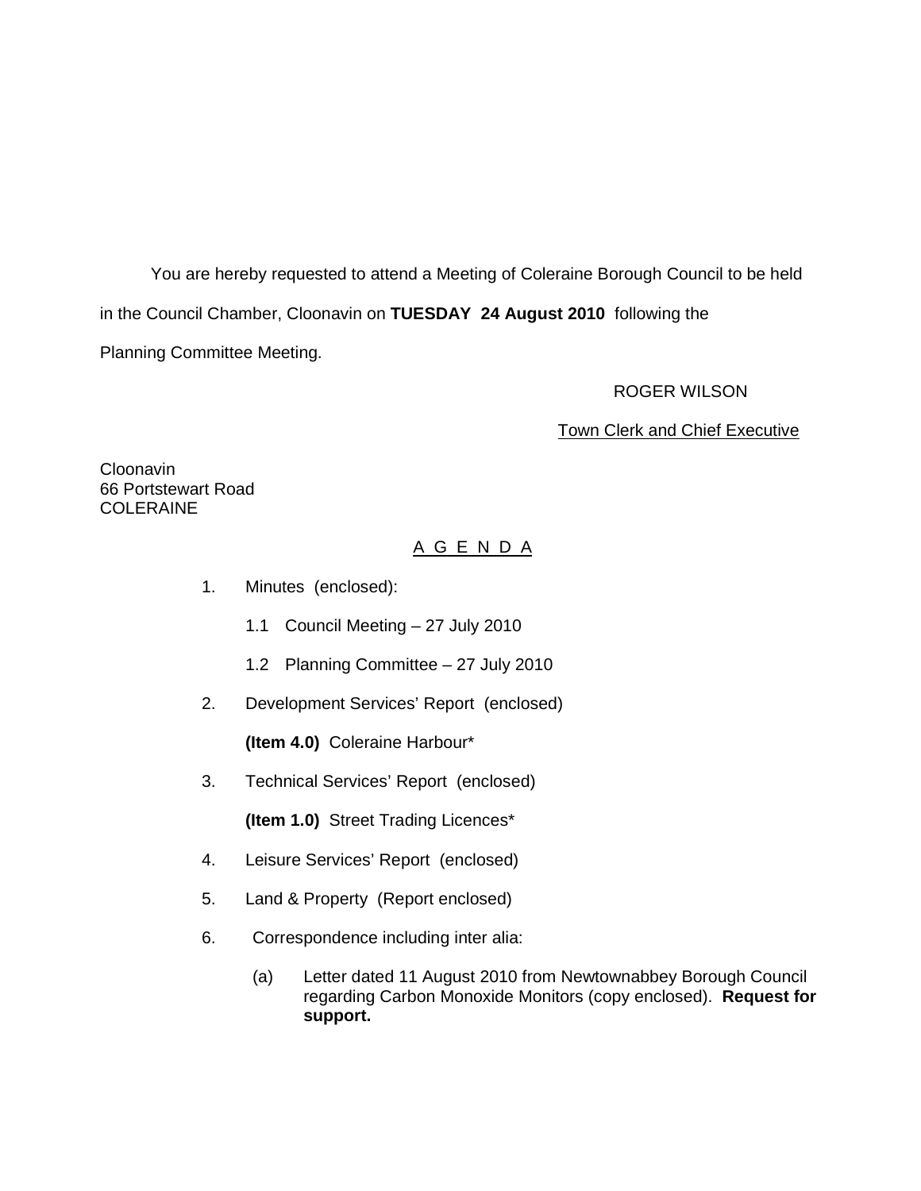You are hereby requested to attend a Meeting of Coleraine Borough Council to be held in the Council Chamber, Cloonavin on **TUESDAY 24 August 2010** following the Planning Committee Meeting.

ROGER WILSON

Town Clerk and Chief Executive

Cloonavin
66 Portstewart Road
COLERAINE

## A G E N D A

1. Minutes (enclosed):

   1.1 Council Meeting – 27 July 2010

   1.2 Planning Committee – 27 July 2010

2. Development Services' Report (enclosed)

   **(Item 4.0)** Coleraine Harbour*

3. Technical Services' Report (enclosed)

   **(Item 1.0)** Street Trading Licences*

4. Leisure Services' Report (enclosed)

5. Land & Property (Report enclosed)

6. Correspondence including inter alia:

   (a) Letter dated 11 August 2010 from Newtownabbey Borough Council regarding Carbon Monoxide Monitors (copy enclosed). **Request for support.**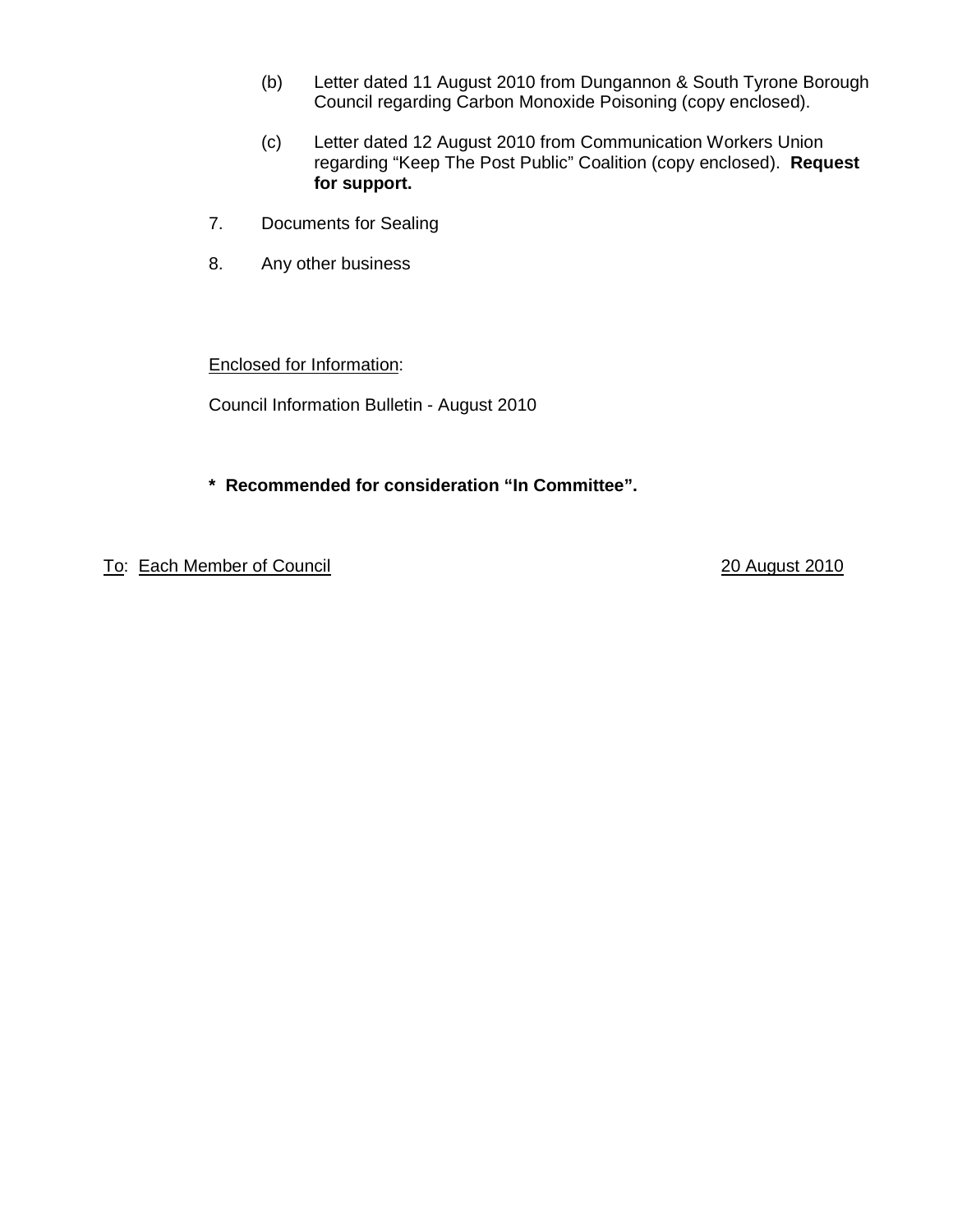(b) Letter dated 11 August 2010 from Dungannon & South Tyrone Borough Council regarding Carbon Monoxide Poisoning (copy enclosed).

(c) Letter dated 12 August 2010 from Communication Workers Union regarding "Keep The Post Public" Coalition (copy enclosed). **Request for support.**

7. Documents for Sealing

8. Any other business

Enclosed for Information:

Council Information Bulletin - August 2010

**\* Recommended for consideration "In Committee".**

To: Each Member of Council 20 August 2010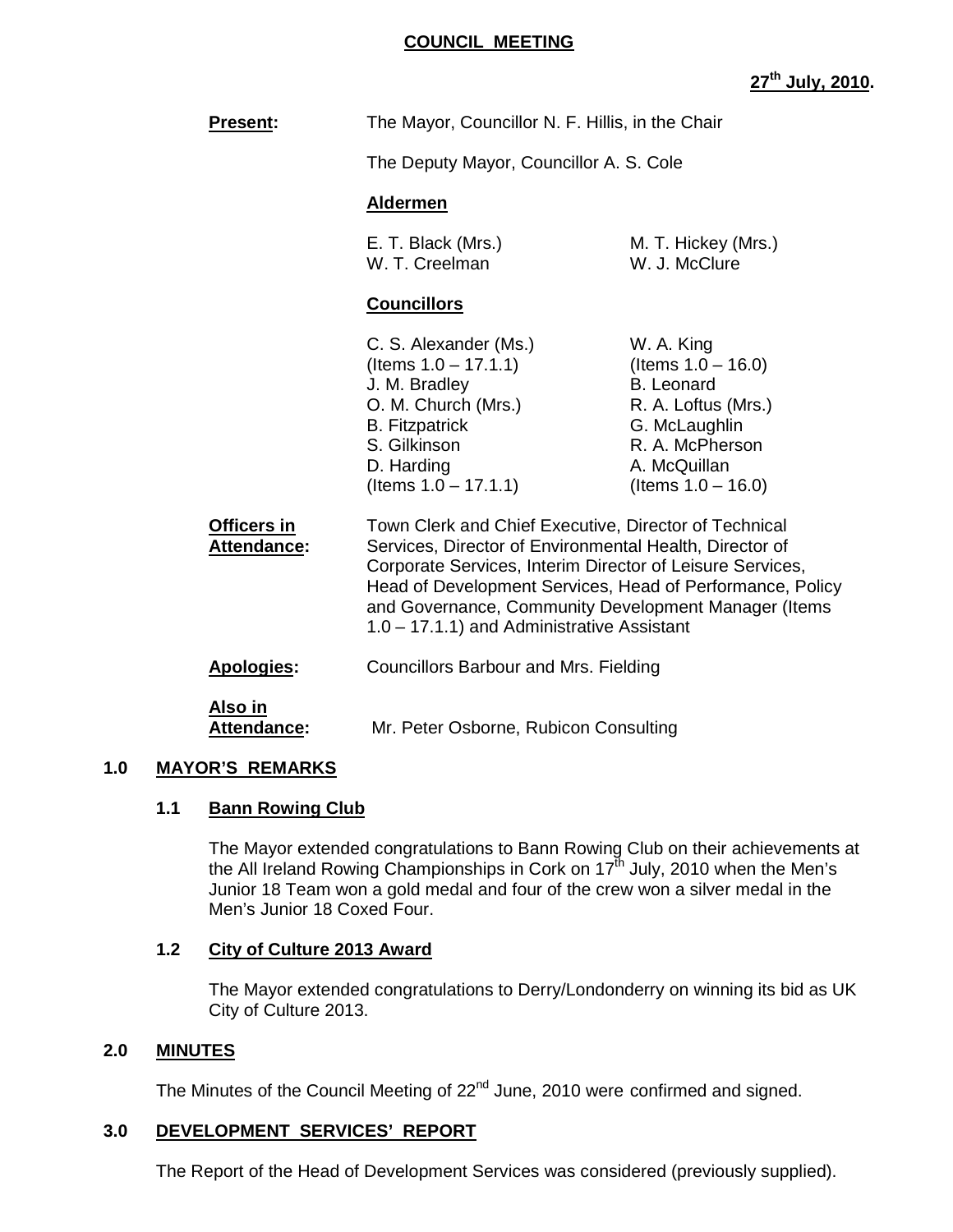**COUNCIL MEETING**

**27th July, 2010.**

**Present:** The Mayor, Councillor N. F. Hillis, in the Chair

The Deputy Mayor, Councillor A. S. Cole

**Aldermen**

E. T. Black (Mrs.)
M. T. Hickey (Mrs.)
W. T. Creelman
W. J. McClure

**Councillors**

C. S. Alexander (Ms.) (Items 1.0 – 17.1.1)
J. M. Bradley
O. M. Church (Mrs.)
B. Fitzpatrick
S. Gilkinson
D. Harding (Items 1.0 – 17.1.1)
W. A. King (Items 1.0 – 16.0)
B. Leonard
R. A. Loftus (Mrs.)
G. McLaughlin
R. A. McPherson
A. McQuillan (Items 1.0 – 16.0)

**Officers in Attendance:** Town Clerk and Chief Executive, Director of Technical Services, Director of Environmental Health, Director of Corporate Services, Interim Director of Leisure Services, Head of Development Services, Head of Performance, Policy and Governance, Community Development Manager (Items 1.0 – 17.1.1) and Administrative Assistant

**Apologies:** Councillors Barbour and Mrs. Fielding

**Also in Attendance:** Mr. Peter Osborne, Rubicon Consulting

## 1.0 MAYOR'S REMARKS

### 1.1 Bann Rowing Club

The Mayor extended congratulations to Bann Rowing Club on their achievements at the All Ireland Rowing Championships in Cork on 17th July, 2010 when the Men's Junior 18 Team won a gold medal and four of the crew won a silver medal in the Men's Junior 18 Coxed Four.

### 1.2 City of Culture 2013 Award

The Mayor extended congratulations to Derry/Londonderry on winning its bid as UK City of Culture 2013.

## 2.0 MINUTES

The Minutes of the Council Meeting of 22nd June, 2010 were confirmed and signed.

## 3.0 DEVELOPMENT SERVICES' REPORT

The Report of the Head of Development Services was considered (previously supplied).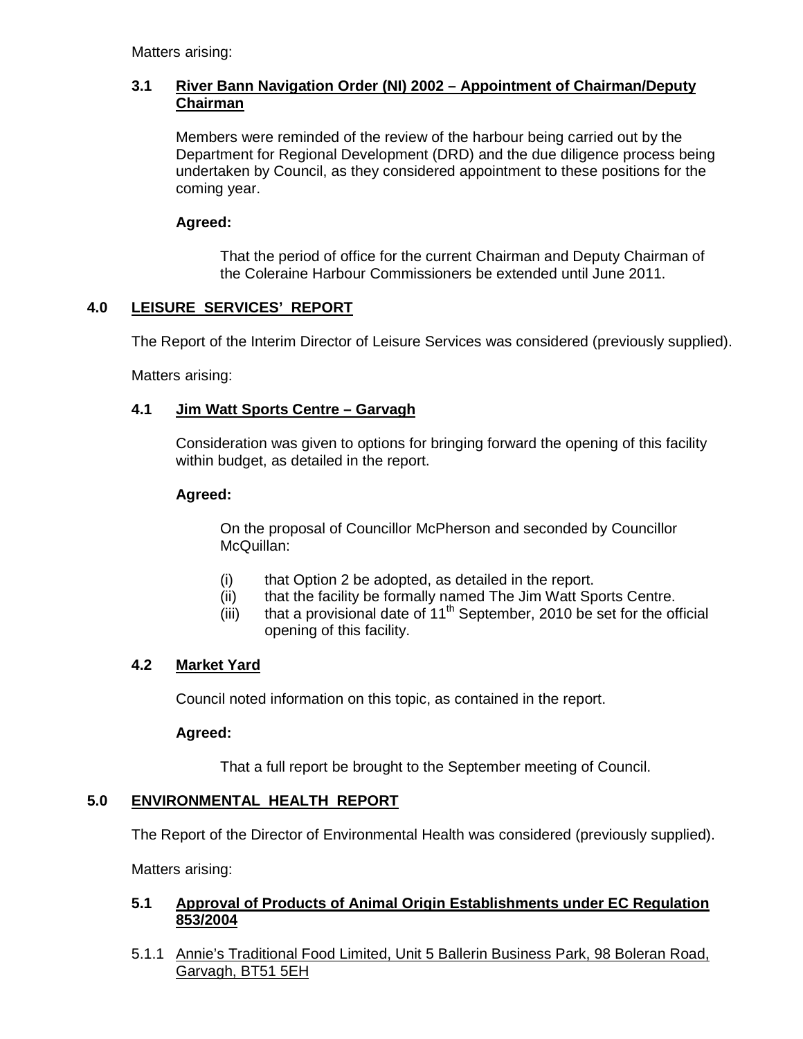Matters arising:

### 3.1 River Bann Navigation Order (NI) 2002 – Appointment of Chairman/Deputy Chairman

Members were reminded of the review of the harbour being carried out by the Department for Regional Development (DRD) and the due diligence process being undertaken by Council, as they considered appointment to these positions for the coming year.

**Agreed:**

That the period of office for the current Chairman and Deputy Chairman of the Coleraine Harbour Commissioners be extended until June 2011.

## 4.0 LEISURE SERVICES' REPORT

The Report of the Interim Director of Leisure Services was considered (previously supplied).

Matters arising:

### 4.1 Jim Watt Sports Centre – Garvagh

Consideration was given to options for bringing forward the opening of this facility within budget, as detailed in the report.

**Agreed:**

On the proposal of Councillor McPherson and seconded by Councillor McQuillan:

(i) that Option 2 be adopted, as detailed in the report.
(ii) that the facility be formally named The Jim Watt Sports Centre.
(iii) that a provisional date of 11th September, 2010 be set for the official opening of this facility.

### 4.2 Market Yard

Council noted information on this topic, as contained in the report.

**Agreed:**

That a full report be brought to the September meeting of Council.

## 5.0 ENVIRONMENTAL HEALTH REPORT

The Report of the Director of Environmental Health was considered (previously supplied).

Matters arising:

### 5.1 Approval of Products of Animal Origin Establishments under EC Regulation 853/2004

5.1.1 Annie's Traditional Food Limited, Unit 5 Ballerin Business Park, 98 Boleran Road, Garvagh, BT51 5EH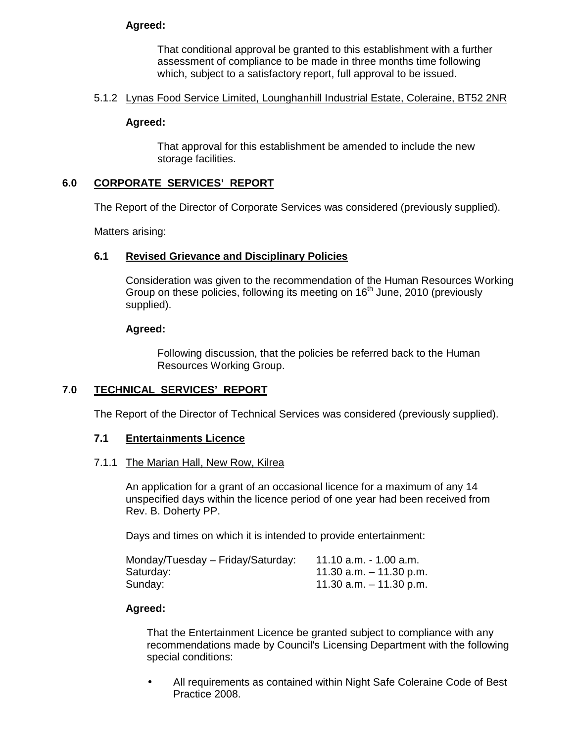**Agreed:**

That conditional approval be granted to this establishment with a further assessment of compliance to be made in three months time following which, subject to a satisfactory report, full approval to be issued.

5.1.2 Lynas Food Service Limited, Lounghanhill Industrial Estate, Coleraine, BT52 2NR

**Agreed:**

That approval for this establishment be amended to include the new storage facilities.

## 6.0 CORPORATE SERVICES' REPORT

The Report of the Director of Corporate Services was considered (previously supplied).

Matters arising:

### 6.1 Revised Grievance and Disciplinary Policies

Consideration was given to the recommendation of the Human Resources Working Group on these policies, following its meeting on 16th June, 2010 (previously supplied).

**Agreed:**

Following discussion, that the policies be referred back to the Human Resources Working Group.

## 7.0 TECHNICAL SERVICES' REPORT

The Report of the Director of Technical Services was considered (previously supplied).

### 7.1 Entertainments Licence

7.1.1 The Marian Hall, New Row, Kilrea

An application for a grant of an occasional licence for a maximum of any 14 unspecified days within the licence period of one year had been received from Rev. B. Doherty PP.

Days and times on which it is intended to provide entertainment:

| | |
|---|---|
| Monday/Tuesday – Friday/Saturday: | 11.10 a.m. - 1.00 a.m. |
| Saturday: | 11.30 a.m. – 11.30 p.m. |
| Sunday: | 11.30 a.m. – 11.30 p.m. |

**Agreed:**

That the Entertainment Licence be granted subject to compliance with any recommendations made by Council's Licensing Department with the following special conditions:

- All requirements as contained within Night Safe Coleraine Code of Best Practice 2008.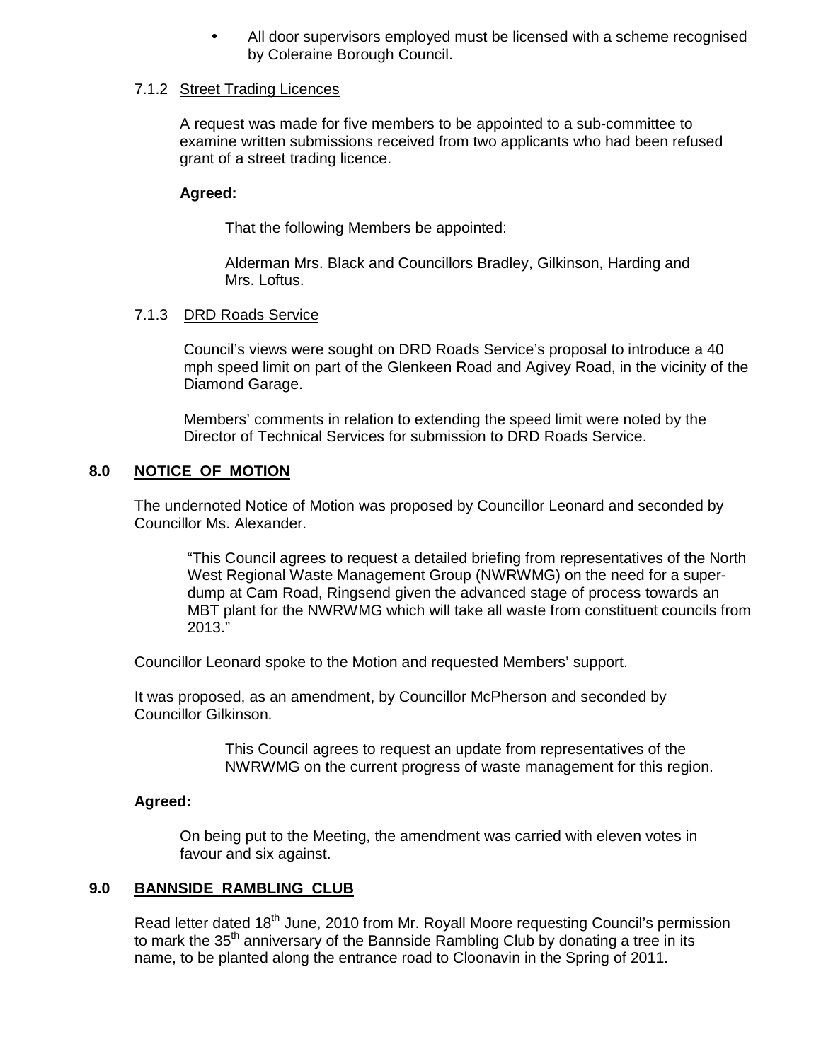- All door supervisors employed must be licensed with a scheme recognised by Coleraine Borough Council.

7.1.2 Street Trading Licences

A request was made for five members to be appointed to a sub-committee to examine written submissions received from two applicants who had been refused grant of a street trading licence.

**Agreed:**

That the following Members be appointed:

Alderman Mrs. Black and Councillors Bradley, Gilkinson, Harding and Mrs. Loftus.

7.1.3 DRD Roads Service

Council's views were sought on DRD Roads Service's proposal to introduce a 40 mph speed limit on part of the Glenkeen Road and Agivey Road, in the vicinity of the Diamond Garage.

Members' comments in relation to extending the speed limit were noted by the Director of Technical Services for submission to DRD Roads Service.

## 8.0 NOTICE OF MOTION

The undernoted Notice of Motion was proposed by Councillor Leonard and seconded by Councillor Ms. Alexander.

"This Council agrees to request a detailed briefing from representatives of the North West Regional Waste Management Group (NWRWMG) on the need for a super-dump at Cam Road, Ringsend given the advanced stage of process towards an MBT plant for the NWRWMG which will take all waste from constituent councils from 2013."

Councillor Leonard spoke to the Motion and requested Members' support.

It was proposed, as an amendment, by Councillor McPherson and seconded by Councillor Gilkinson.

This Council agrees to request an update from representatives of the NWRWMG on the current progress of waste management for this region.

**Agreed:**

On being put to the Meeting, the amendment was carried with eleven votes in favour and six against.

## 9.0 BANNSIDE RAMBLING CLUB

Read letter dated 18th June, 2010 from Mr. Royall Moore requesting Council's permission to mark the 35th anniversary of the Bannside Rambling Club by donating a tree in its name, to be planted along the entrance road to Cloonavin in the Spring of 2011.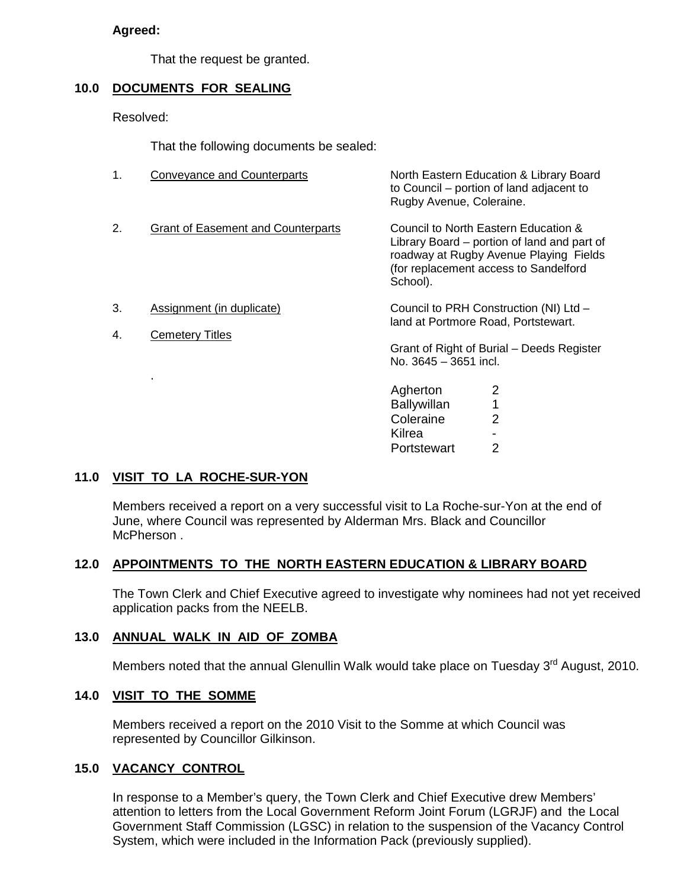**Agreed:**

That the request be granted.

## 10.0 DOCUMENTS FOR SEALING

Resolved:

That the following documents be sealed:

| | | |
|---|---|---|
| 1. | Conveyance and Counterparts | North Eastern Education & Library Board to Council – portion of land adjacent to Rugby Avenue, Coleraine. |
| 2. | Grant of Easement and Counterparts | Council to North Eastern Education & Library Board – portion of land and part of roadway at Rugby Avenue Playing Fields (for replacement access to Sandelford School). |
| 3. | Assignment (in duplicate) | Council to PRH Construction (NI) Ltd – land at Portmore Road, Portstewart. |
| 4. | Cemetery Titles | Grant of Right of Burial – Deeds Register No. 3645 – 3651 incl. |

| | |
|---|---|
| Agherton | 2 |
| Ballywillan | 1 |
| Coleraine | 2 |
| Kilrea | - |
| Portstewart | 2 |

## 11.0 VISIT TO LA ROCHE-SUR-YON

Members received a report on a very successful visit to La Roche-sur-Yon at the end of June, where Council was represented by Alderman Mrs. Black and Councillor McPherson .

## 12.0 APPOINTMENTS TO THE NORTH EASTERN EDUCATION & LIBRARY BOARD

The Town Clerk and Chief Executive agreed to investigate why nominees had not yet received application packs from the NEELB.

## 13.0 ANNUAL WALK IN AID OF ZOMBA

Members noted that the annual Glenullin Walk would take place on Tuesday 3rd August, 2010.

## 14.0 VISIT TO THE SOMME

Members received a report on the 2010 Visit to the Somme at which Council was represented by Councillor Gilkinson.

## 15.0 VACANCY CONTROL

In response to a Member's query, the Town Clerk and Chief Executive drew Members' attention to letters from the Local Government Reform Joint Forum (LGRJF) and the Local Government Staff Commission (LGSC) in relation to the suspension of the Vacancy Control System, which were included in the Information Pack (previously supplied).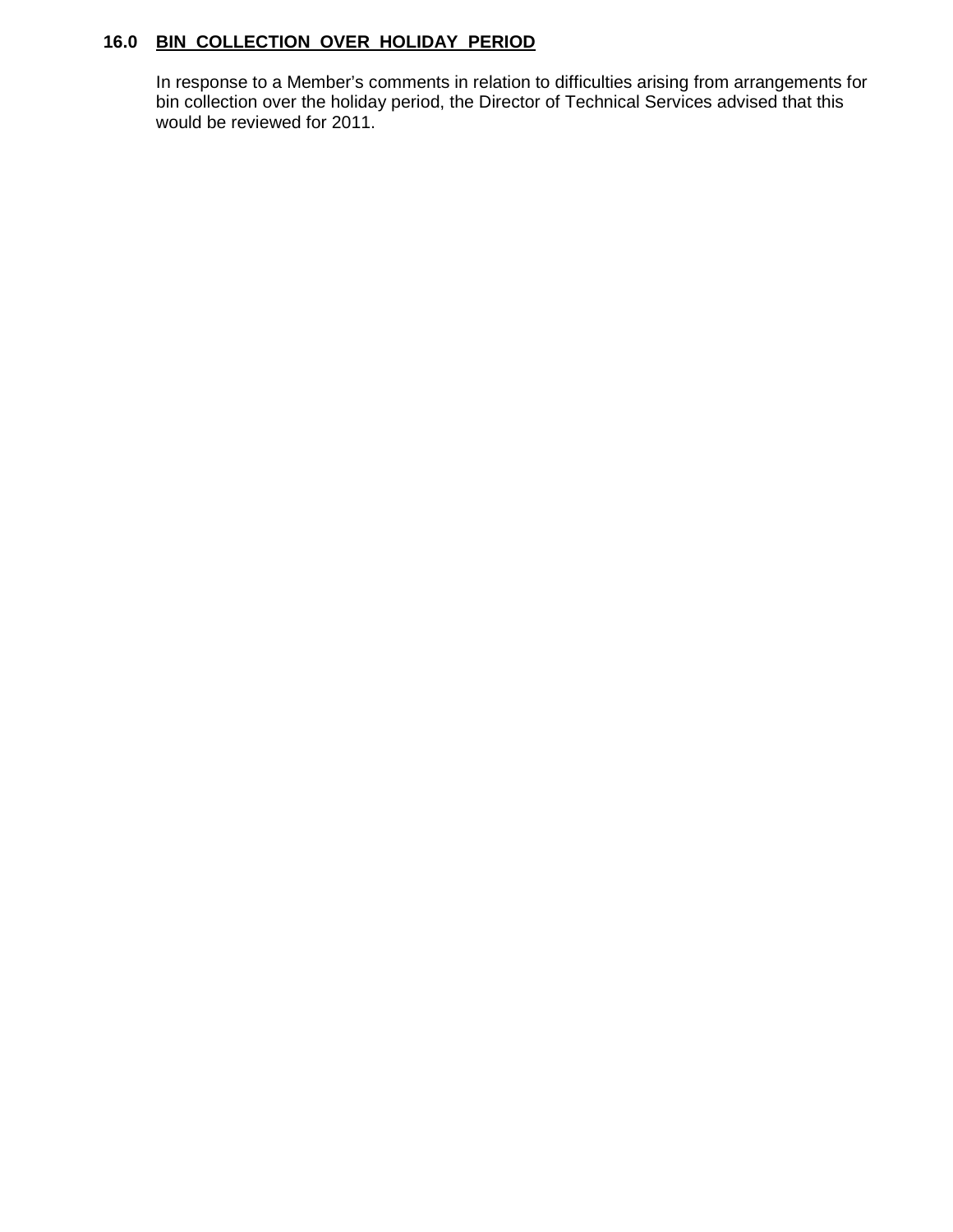## 16.0 BIN COLLECTION OVER HOLIDAY PERIOD

In response to a Member's comments in relation to difficulties arising from arrangements for bin collection over the holiday period, the Director of Technical Services advised that this would be reviewed for 2011.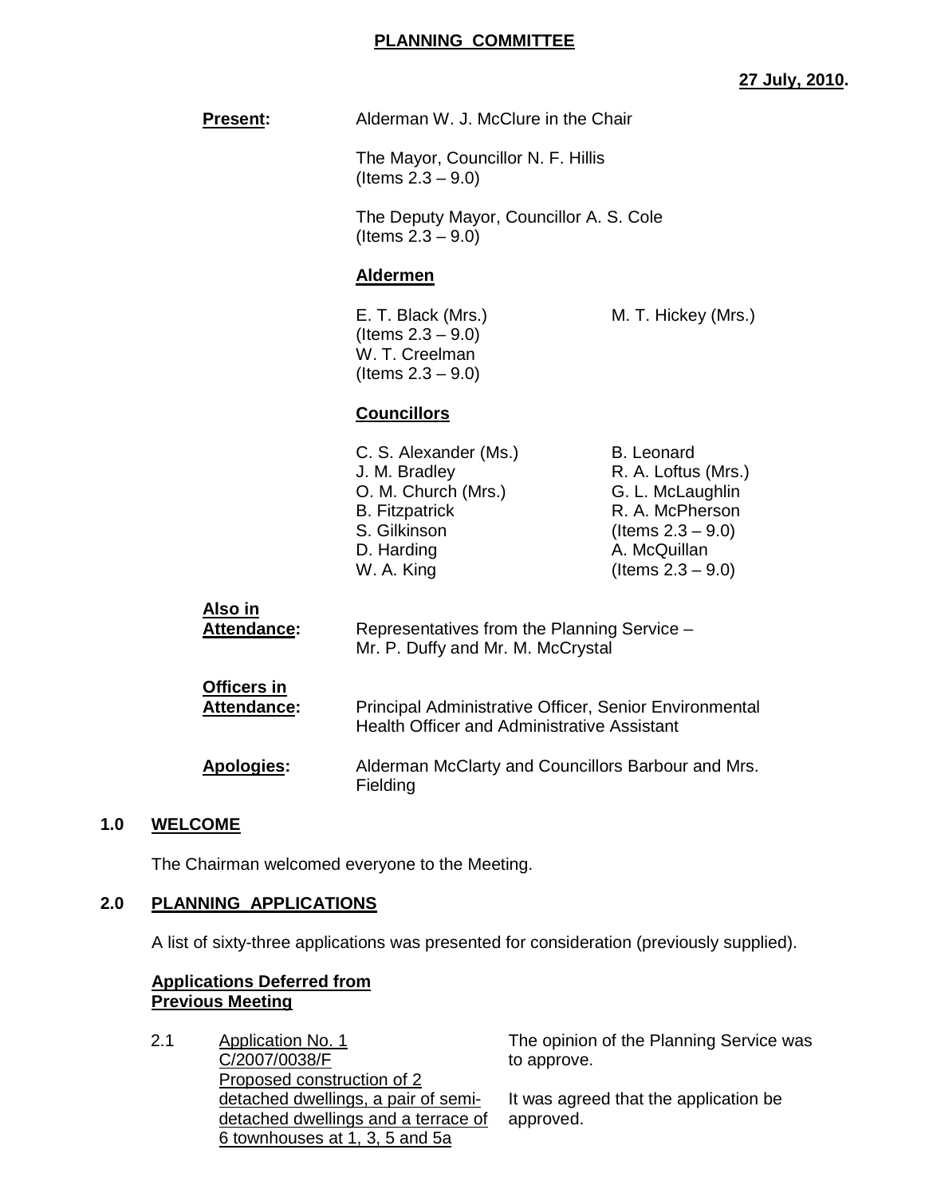## PLANNING COMMITTEE

**27 July, 2010.**

**Present:** Alderman W. J. McClure in the Chair

The Mayor, Councillor N. F. Hillis (Items 2.3 – 9.0)

The Deputy Mayor, Councillor A. S. Cole (Items 2.3 – 9.0)

**Aldermen**

E. T. Black (Mrs.) (Items 2.3 – 9.0)
W. T. Creelman (Items 2.3 – 9.0)
M. T. Hickey (Mrs.)

**Councillors**

C. S. Alexander (Ms.)
J. M. Bradley
O. M. Church (Mrs.)
B. Fitzpatrick
S. Gilkinson
D. Harding
W. A. King
B. Leonard
R. A. Loftus (Mrs.)
G. L. McLaughlin
R. A. McPherson (Items 2.3 – 9.0)
A. McQuillan (Items 2.3 – 9.0)

**Also in Attendance:** Representatives from the Planning Service – Mr. P. Duffy and Mr. M. McCrystal

**Officers in Attendance:** Principal Administrative Officer, Senior Environmental Health Officer and Administrative Assistant

**Apologies:** Alderman McClarty and Councillors Barbour and Mrs. Fielding

### 1.0 WELCOME

The Chairman welcomed everyone to the Meeting.

### 2.0 PLANNING APPLICATIONS

A list of sixty-three applications was presented for consideration (previously supplied).

**Applications Deferred from Previous Meeting**

2.1 Application No. 1
C/2007/0038/F
Proposed construction of 2 detached dwellings, a pair of semi-detached dwellings and a terrace of 6 townhouses at 1, 3, 5 and 5a

The opinion of the Planning Service was to approve.

It was agreed that the application be approved.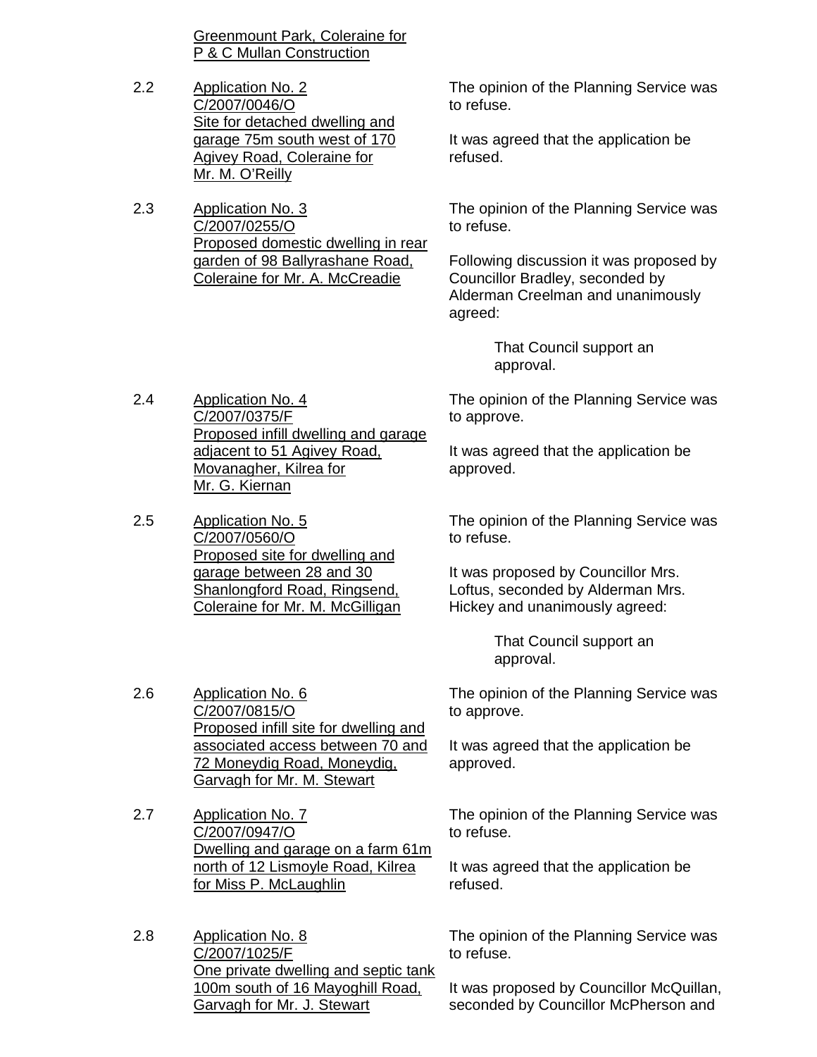Greenmount Park, Coleraine for P & C Mullan Construction

2.2 Application No. 2
C/2007/0046/O
Site for detached dwelling and garage 75m south west of 170 Agivey Road, Coleraine for Mr. M. O'Reilly

The opinion of the Planning Service was to refuse.

It was agreed that the application be refused.

2.3 Application No. 3
C/2007/0255/O
Proposed domestic dwelling in rear garden of 98 Ballyrashane Road, Coleraine for Mr. A. McCreadie

The opinion of the Planning Service was to refuse.

Following discussion it was proposed by Councillor Bradley, seconded by Alderman Creelman and unanimously agreed:

> That Council support an approval.

2.4 Application No. 4
C/2007/0375/F
Proposed infill dwelling and garage adjacent to 51 Agivey Road, Movanagher, Kilrea for Mr. G. Kiernan

The opinion of the Planning Service was to approve.

It was agreed that the application be approved.

2.5 Application No. 5
C/2007/0560/O
Proposed site for dwelling and garage between 28 and 30 Shanlongford Road, Ringsend, Coleraine for Mr. M. McGilligan

The opinion of the Planning Service was to refuse.

It was proposed by Councillor Mrs. Loftus, seconded by Alderman Mrs. Hickey and unanimously agreed:

> That Council support an approval.

2.6 Application No. 6
C/2007/0815/O
Proposed infill site for dwelling and associated access between 70 and 72 Moneydig Road, Moneydig, Garvagh for Mr. M. Stewart

The opinion of the Planning Service was to approve.

It was agreed that the application be approved.

2.7 Application No. 7
C/2007/0947/O
Dwelling and garage on a farm 61m north of 12 Lismoyle Road, Kilrea for Miss P. McLaughlin

The opinion of the Planning Service was to refuse.

It was agreed that the application be refused.

2.8 Application No. 8
C/2007/1025/F
One private dwelling and septic tank 100m south of 16 Mayoghill Road, Garvagh for Mr. J. Stewart

The opinion of the Planning Service was to refuse.

It was proposed by Councillor McQuillan, seconded by Councillor McPherson and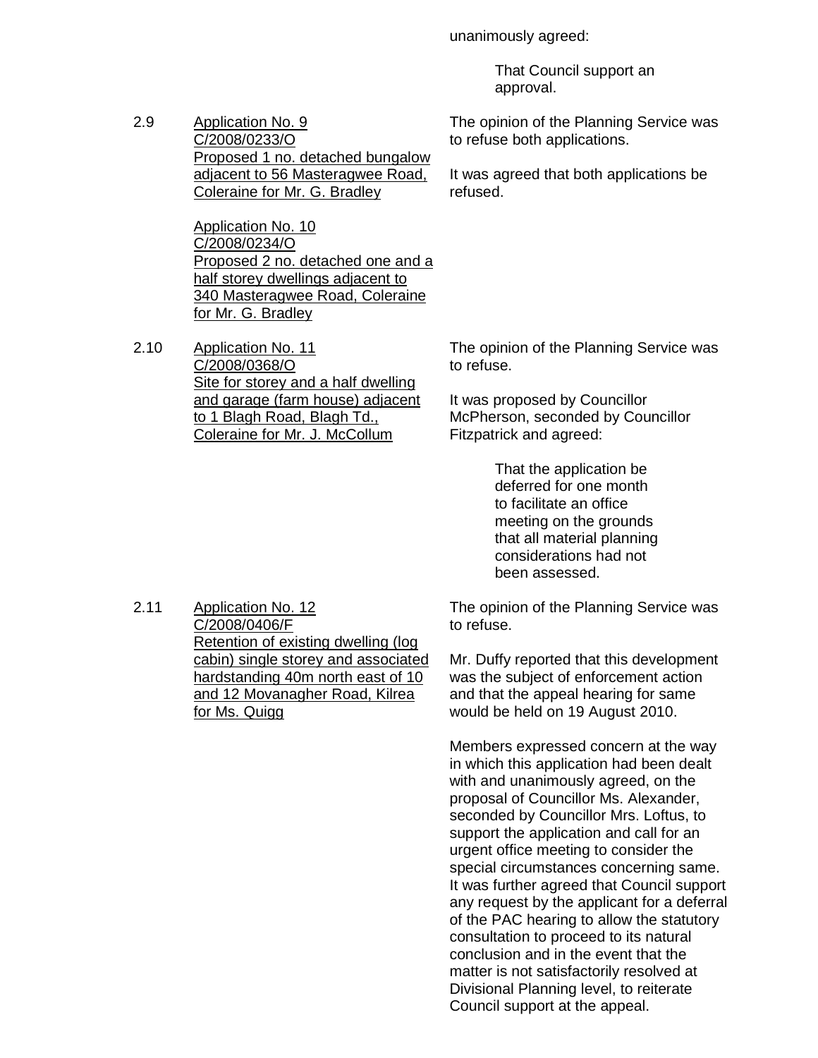unanimously agreed:

> That Council support an approval.

2.9 <u>Application No. 9</u>
<u>C/2008/0233/O</u>
<u>Proposed 1 no. detached bungalow adjacent to 56 Masteragwee Road, Coleraine for Mr. G. Bradley</u>

<u>Application No. 10</u>
<u>C/2008/0234/O</u>
<u>Proposed 2 no. detached one and a half storey dwellings adjacent to 340 Masteragwee Road, Coleraine for Mr. G. Bradley</u>

The opinion of the Planning Service was to refuse both applications.

It was agreed that both applications be refused.

2.10 <u>Application No. 11</u>
<u>C/2008/0368/O</u>
<u>Site for storey and a half dwelling and garage (farm house) adjacent to 1 Blagh Road, Blagh Td., Coleraine for Mr. J. McCollum</u>

The opinion of the Planning Service was to refuse.

It was proposed by Councillor McPherson, seconded by Councillor Fitzpatrick and agreed:

> That the application be deferred for one month to facilitate an office meeting on the grounds that all material planning considerations had not been assessed.

2.11 <u>Application No. 12</u>
<u>C/2008/0406/F</u>
<u>Retention of existing dwelling (log cabin) single storey and associated hardstanding 40m north east of 10 and 12 Movanagher Road, Kilrea for Ms. Quigg</u>

The opinion of the Planning Service was to refuse.

Mr. Duffy reported that this development was the subject of enforcement action and that the appeal hearing for same would be held on 19 August 2010.

Members expressed concern at the way in which this application had been dealt with and unanimously agreed, on the proposal of Councillor Ms. Alexander, seconded by Councillor Mrs. Loftus, to support the application and call for an urgent office meeting to consider the special circumstances concerning same. It was further agreed that Council support any request by the applicant for a deferral of the PAC hearing to allow the statutory consultation to proceed to its natural conclusion and in the event that the matter is not satisfactorily resolved at Divisional Planning level, to reiterate Council support at the appeal.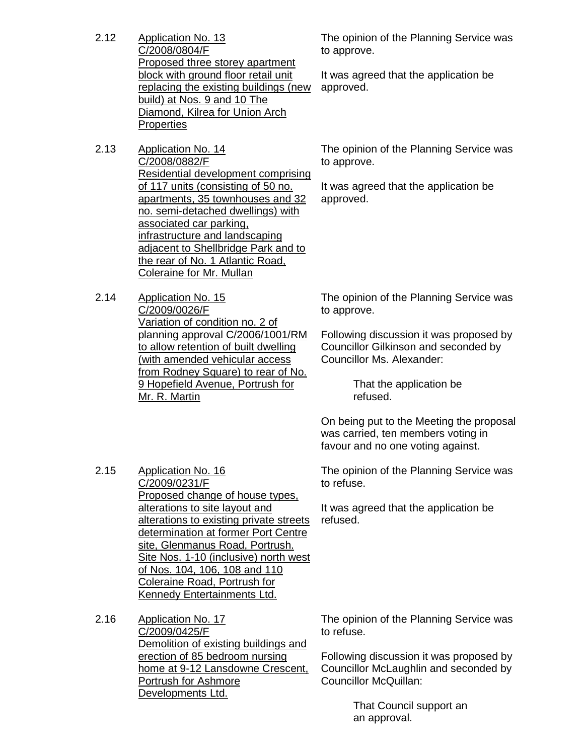2.12 <u>Application No. 13</u>
<u>C/2008/0804/F</u>
<u>Proposed three storey apartment block with ground floor retail unit replacing the existing buildings (new build) at Nos. 9 and 10 The Diamond, Kilrea for Union Arch Properties</u>

The opinion of the Planning Service was to approve.

It was agreed that the application be approved.

2.13 <u>Application No. 14</u>
<u>C/2008/0882/F</u>
<u>Residential development comprising of 117 units (consisting of 50 no. apartments, 35 townhouses and 32 no. semi-detached dwellings) with associated car parking, infrastructure and landscaping adjacent to Shellbridge Park and to the rear of No. 1 Atlantic Road, Coleraine for Mr. Mullan</u>

The opinion of the Planning Service was to approve.

It was agreed that the application be approved.

2.14 <u>Application No. 15</u>
<u>C/2009/0026/F</u>
<u>Variation of condition no. 2 of planning approval C/2006/1001/RM to allow retention of built dwelling (with amended vehicular access from Rodney Square) to rear of No. 9 Hopefield Avenue, Portrush for Mr. R. Martin</u>

The opinion of the Planning Service was to approve.

Following discussion it was proposed by Councillor Gilkinson and seconded by Councillor Ms. Alexander:

> That the application be refused.

On being put to the Meeting the proposal was carried, ten members voting in favour and no one voting against.

2.15 <u>Application No. 16</u>
<u>C/2009/0231/F</u>
<u>Proposed change of house types, alterations to site layout and alterations to existing private streets determination at former Port Centre site, Glenmanus Road, Portrush. Site Nos. 1-10 (inclusive) north west of Nos. 104, 106, 108 and 110 Coleraine Road, Portrush for Kennedy Entertainments Ltd.</u>

The opinion of the Planning Service was to refuse.

It was agreed that the application be refused.

2.16 <u>Application No. 17</u>
<u>C/2009/0425/F</u>
<u>Demolition of existing buildings and erection of 85 bedroom nursing home at 9-12 Lansdowne Crescent, Portrush for Ashmore Developments Ltd.</u>

The opinion of the Planning Service was to refuse.

Following discussion it was proposed by Councillor McLaughlin and seconded by Councillor McQuillan:

> That Council support an an approval.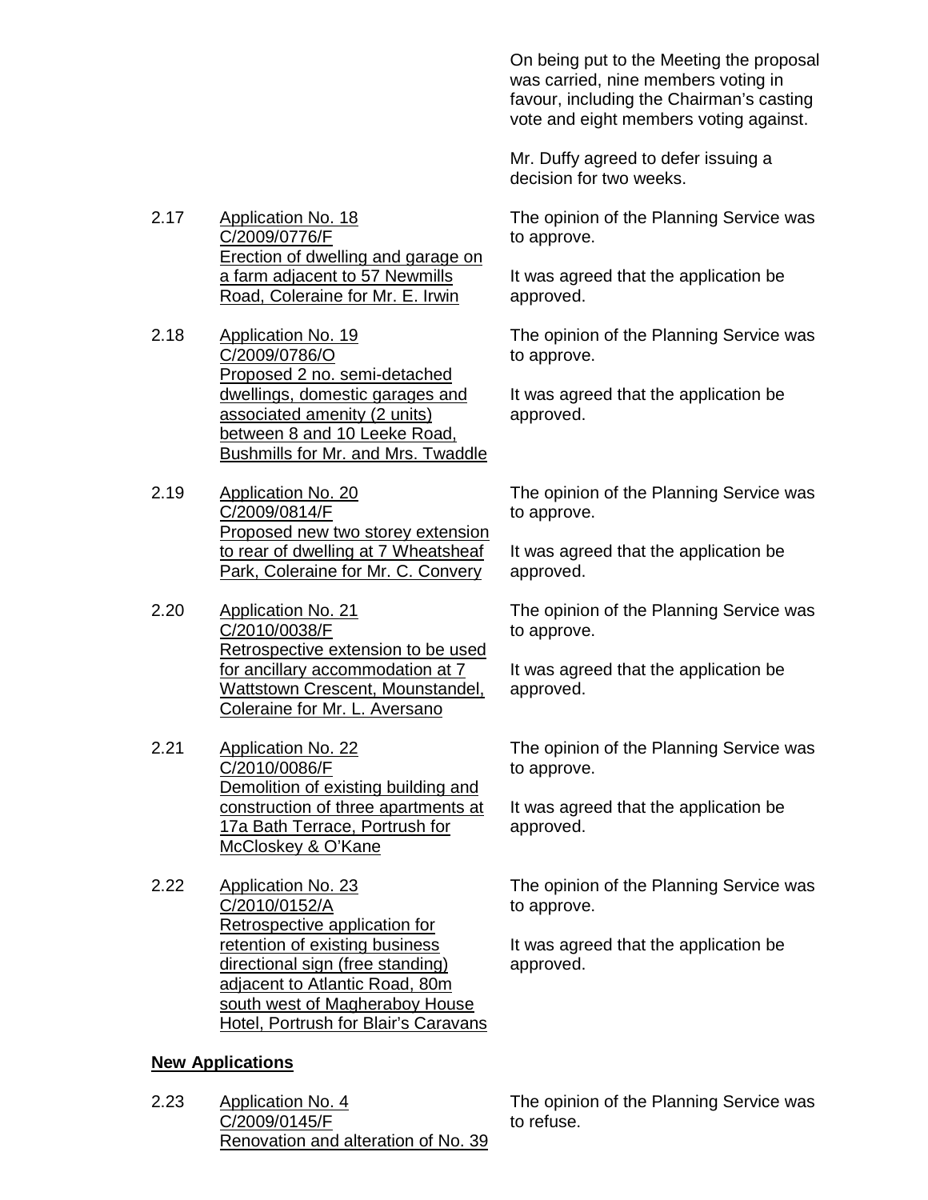On being put to the Meeting the proposal was carried, nine members voting in favour, including the Chairman's casting vote and eight members voting against.

Mr. Duffy agreed to defer issuing a decision for two weeks.

2.17 Application No. 18
C/2009/0776/F
Erection of dwelling and garage on a farm adjacent to 57 Newmills Road, Coleraine for Mr. E. Irwin

The opinion of the Planning Service was to approve.

It was agreed that the application be approved.

2.18 Application No. 19
C/2009/0786/O
Proposed 2 no. semi-detached dwellings, domestic garages and associated amenity (2 units) between 8 and 10 Leeke Road, Bushmills for Mr. and Mrs. Twaddle

The opinion of the Planning Service was to approve.

It was agreed that the application be approved.

2.19 Application No. 20
C/2009/0814/F
Proposed new two storey extension to rear of dwelling at 7 Wheatsheaf Park, Coleraine for Mr. C. Convery

The opinion of the Planning Service was to approve.

It was agreed that the application be approved.

2.20 Application No. 21
C/2010/0038/F
Retrospective extension to be used for ancillary accommodation at 7 Wattstown Crescent, Mounstandel, Coleraine for Mr. L. Aversano

The opinion of the Planning Service was to approve.

It was agreed that the application be approved.

2.21 Application No. 22
C/2010/0086/F
Demolition of existing building and construction of three apartments at 17a Bath Terrace, Portrush for McCloskey & O'Kane

The opinion of the Planning Service was to approve.

It was agreed that the application be approved.

2.22 Application No. 23
C/2010/0152/A
Retrospective application for retention of existing business directional sign (free standing) adjacent to Atlantic Road, 80m south west of Magheraboy House Hotel, Portrush for Blair's Caravans

The opinion of the Planning Service was to approve.

It was agreed that the application be approved.

**New Applications**

2.23 Application No. 4
C/2009/0145/F
Renovation and alteration of No. 39

The opinion of the Planning Service was to refuse.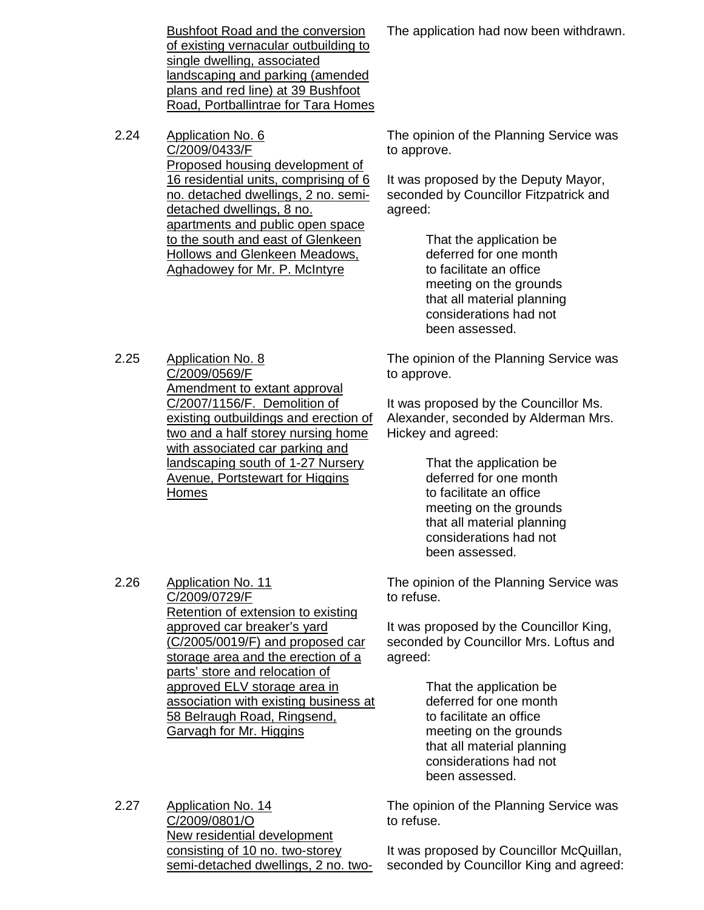Bushfoot Road and the conversion of existing vernacular outbuilding to single dwelling, associated landscaping and parking (amended plans and red line) at 39 Bushfoot Road, Portballintrae for Tara Homes

The application had now been withdrawn.

2.24 Application No. 6
C/2009/0433/F
Proposed housing development of 16 residential units, comprising of 6 no. detached dwellings, 2 no. semi-detached dwellings, 8 no. apartments and public open space to the south and east of Glenkeen Hollows and Glenkeen Meadows, Aghadowey for Mr. P. McIntyre

The opinion of the Planning Service was to approve.

It was proposed by the Deputy Mayor, seconded by Councillor Fitzpatrick and agreed:

> That the application be deferred for one month to facilitate an office meeting on the grounds that all material planning considerations had not been assessed.

2.25 Application No. 8
C/2009/0569/F
Amendment to extant approval C/2007/1156/F. Demolition of existing outbuildings and erection of two and a half storey nursing home with associated car parking and landscaping south of 1-27 Nursery Avenue, Portstewart for Higgins Homes

The opinion of the Planning Service was to approve.

It was proposed by the Councillor Ms. Alexander, seconded by Alderman Mrs. Hickey and agreed:

> That the application be deferred for one month to facilitate an office meeting on the grounds that all material planning considerations had not been assessed.

2.26 Application No. 11
C/2009/0729/F
Retention of extension to existing approved car breaker's yard (C/2005/0019/F) and proposed car storage area and the erection of a parts' store and relocation of approved ELV storage area in association with existing business at 58 Belraugh Road, Ringsend, Garvagh for Mr. Higgins

The opinion of the Planning Service was to refuse.

It was proposed by the Councillor King, seconded by Councillor Mrs. Loftus and agreed:

> That the application be deferred for one month to facilitate an office meeting on the grounds that all material planning considerations had not been assessed.

2.27 Application No. 14
C/2009/0801/O
New residential development consisting of 10 no. two-storey semi-detached dwellings, 2 no. two-

The opinion of the Planning Service was to refuse.

It was proposed by Councillor McQuillan, seconded by Councillor King and agreed: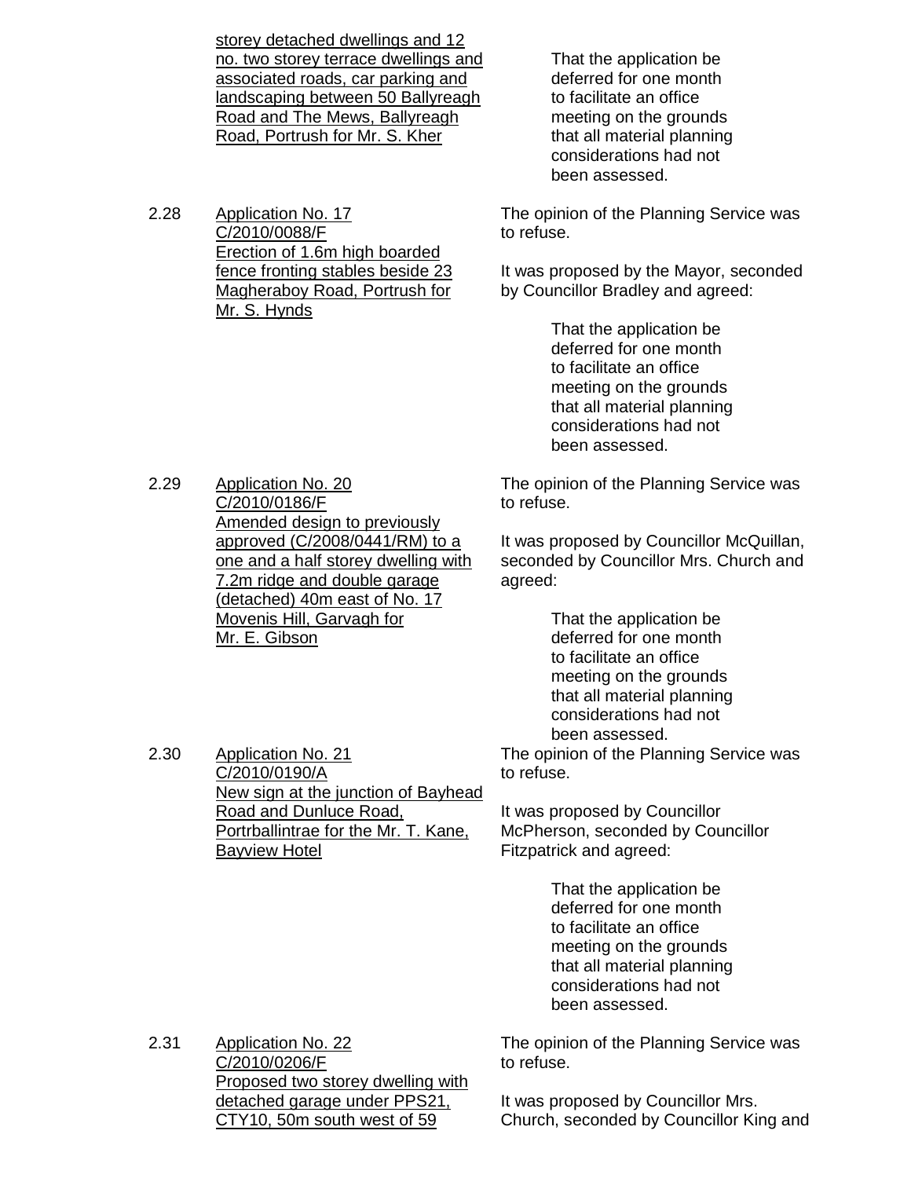storey detached dwellings and 12 no. two storey terrace dwellings and associated roads, car parking and landscaping between 50 Ballyreagh Road and The Mews, Ballyreagh Road, Portrush for Mr. S. Kher

> That the application be deferred for one month to facilitate an office meeting on the grounds that all material planning considerations had not been assessed.

2.28 Application No. 17
C/2010/0088/F
Erection of 1.6m high boarded fence fronting stables beside 23 Magheraboy Road, Portrush for Mr. S. Hynds

The opinion of the Planning Service was to refuse.

It was proposed by the Mayor, seconded by Councillor Bradley and agreed:

> That the application be deferred for one month to facilitate an office meeting on the grounds that all material planning considerations had not been assessed.

2.29 Application No. 20
C/2010/0186/F
Amended design to previously approved (C/2008/0441/RM) to a one and a half storey dwelling with 7.2m ridge and double garage (detached) 40m east of No. 17 Movenis Hill, Garvagh for Mr. E. Gibson

The opinion of the Planning Service was to refuse.

It was proposed by Councillor McQuillan, seconded by Councillor Mrs. Church and agreed:

> That the application be deferred for one month to facilitate an office meeting on the grounds that all material planning considerations had not been assessed.

2.30 Application No. 21
C/2010/0190/A
New sign at the junction of Bayhead Road and Dunluce Road, Portrballintrae for the Mr. T. Kane, Bayview Hotel

The opinion of the Planning Service was to refuse.

It was proposed by Councillor McPherson, seconded by Councillor Fitzpatrick and agreed:

> That the application be deferred for one month to facilitate an office meeting on the grounds that all material planning considerations had not been assessed.

2.31 Application No. 22
C/2010/0206/F
Proposed two storey dwelling with detached garage under PPS21, CTY10, 50m south west of 59

The opinion of the Planning Service was to refuse.

It was proposed by Councillor Mrs. Church, seconded by Councillor King and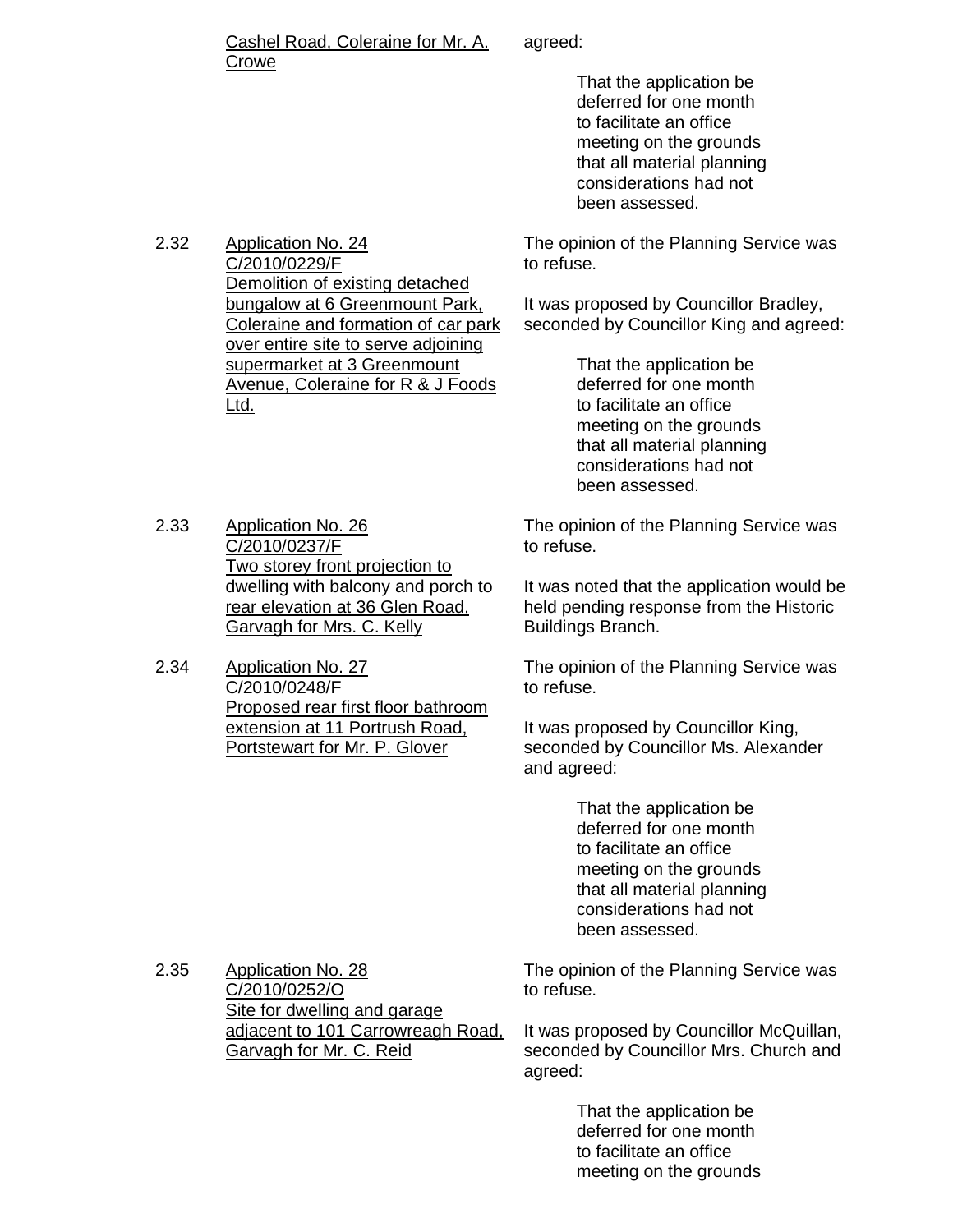| | | |
|---|---|---|
| | <u>Cashel Road, Coleraine for Mr. A. Crowe</u> | agreed:<br><br>That the application be deferred for one month to facilitate an office meeting on the grounds that all material planning considerations had not been assessed. |
| 2.32 | <u>Application No. 24</u><br><u>C/2010/0229/F</u><br><u>Demolition of existing detached bungalow at 6 Greenmount Park, Coleraine and formation of car park over entire site to serve adjoining supermarket at 3 Greenmount Avenue, Coleraine for R & J Foods Ltd.</u> | The opinion of the Planning Service was to refuse.<br><br>It was proposed by Councillor Bradley, seconded by Councillor King and agreed:<br><br>That the application be deferred for one month to facilitate an office meeting on the grounds that all material planning considerations had not been assessed. |
| 2.33 | <u>Application No. 26</u><br><u>C/2010/0237/F</u><br><u>Two storey front projection to dwelling with balcony and porch to rear elevation at 36 Glen Road, Garvagh for Mrs. C. Kelly</u> | The opinion of the Planning Service was to refuse.<br><br>It was noted that the application would be held pending response from the Historic Buildings Branch. |
| 2.34 | <u>Application No. 27</u><br><u>C/2010/0248/F</u><br><u>Proposed rear first floor bathroom extension at 11 Portrush Road, Portstewart for Mr. P. Glover</u> | The opinion of the Planning Service was to refuse.<br><br>It was proposed by Councillor King, seconded by Councillor Ms. Alexander and agreed:<br><br>That the application be deferred for one month to facilitate an office meeting on the grounds that all material planning considerations had not been assessed. |
| 2.35 | <u>Application No. 28</u><br><u>C/2010/0252/O</u><br><u>Site for dwelling and garage adjacent to 101 Carrowreagh Road, Garvagh for Mr. C. Reid</u> | The opinion of the Planning Service was to refuse.<br><br>It was proposed by Councillor McQuillan, seconded by Councillor Mrs. Church and agreed:<br><br>That the application be deferred for one month to facilitate an office meeting on the grounds |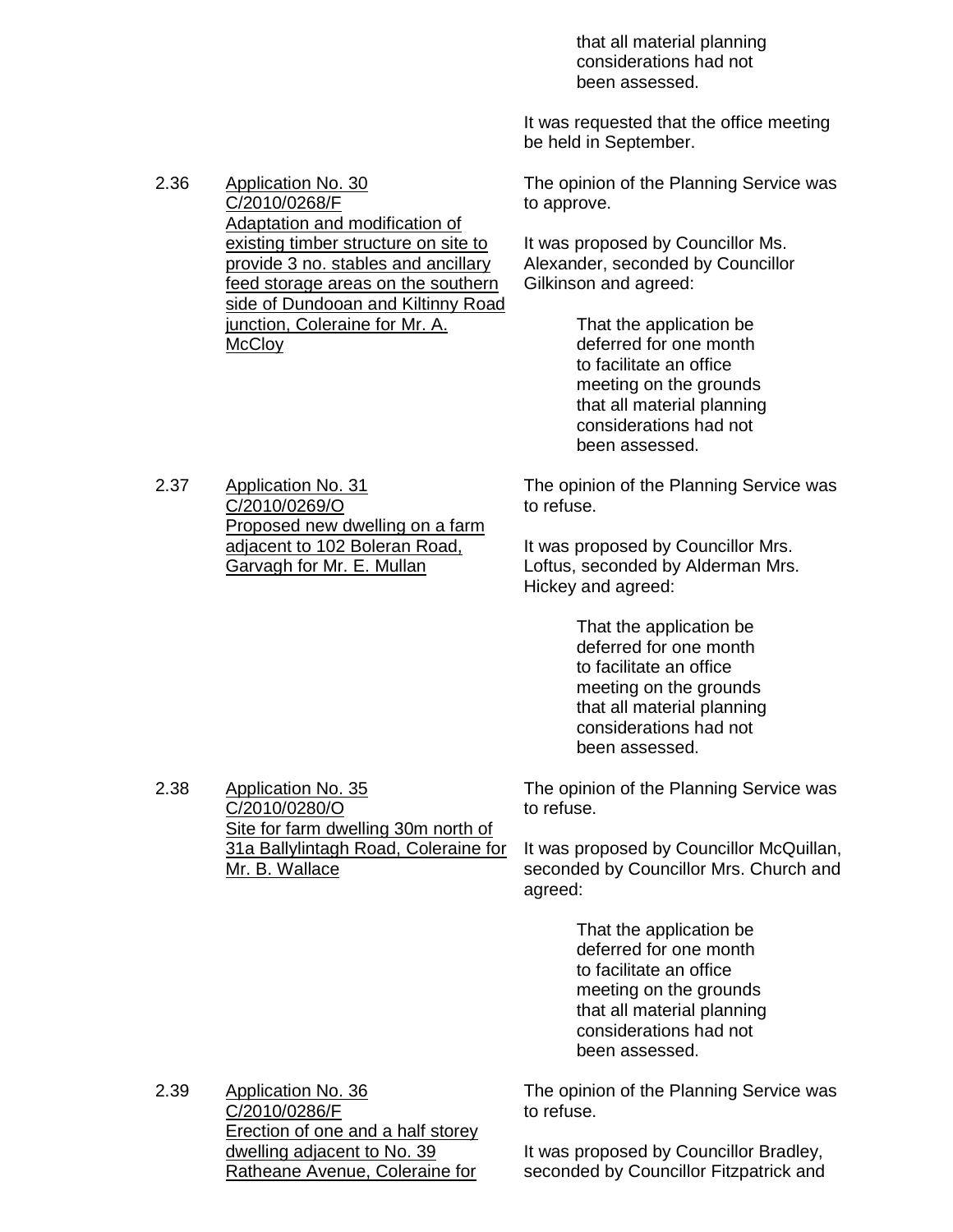that all material planning considerations had not been assessed.

It was requested that the office meeting be held in September.

2.36 Application No. 30
C/2010/0268/F
Adaptation and modification of existing timber structure on site to provide 3 no. stables and ancillary feed storage areas on the southern side of Dundooan and Kiltinny Road junction, Coleraine for Mr. A. McCloy

The opinion of the Planning Service was to approve.

It was proposed by Councillor Ms. Alexander, seconded by Councillor Gilkinson and agreed:

> That the application be deferred for one month to facilitate an office meeting on the grounds that all material planning considerations had not been assessed.

2.37 Application No. 31
C/2010/0269/O
Proposed new dwelling on a farm adjacent to 102 Boleran Road, Garvagh for Mr. E. Mullan

The opinion of the Planning Service was to refuse.

It was proposed by Councillor Mrs. Loftus, seconded by Alderman Mrs. Hickey and agreed:

> That the application be deferred for one month to facilitate an office meeting on the grounds that all material planning considerations had not been assessed.

2.38 Application No. 35
C/2010/0280/O
Site for farm dwelling 30m north of 31a Ballylintagh Road, Coleraine for Mr. B. Wallace

The opinion of the Planning Service was to refuse.

It was proposed by Councillor McQuillan, seconded by Councillor Mrs. Church and agreed:

> That the application be deferred for one month to facilitate an office meeting on the grounds that all material planning considerations had not been assessed.

2.39 Application No. 36
C/2010/0286/F
Erection of one and a half storey dwelling adjacent to No. 39 Ratheane Avenue, Coleraine for

The opinion of the Planning Service was to refuse.

It was proposed by Councillor Bradley, seconded by Councillor Fitzpatrick and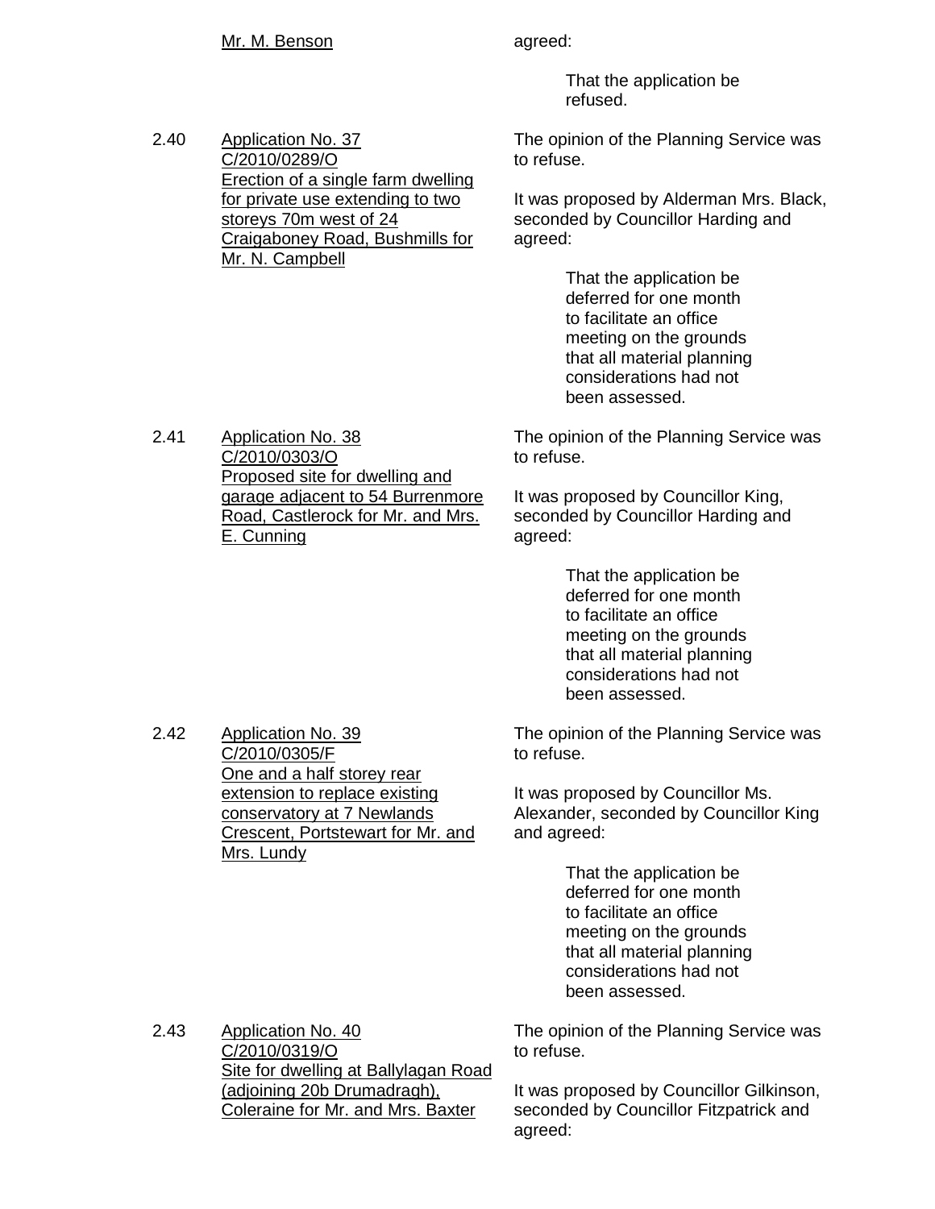Mr. M. Benson

agreed:

> That the application be refused.

2.40 Application No. 37
C/2010/0289/O
Erection of a single farm dwelling for private use extending to two storeys 70m west of 24 Craigaboney Road, Bushmills for Mr. N. Campbell

The opinion of the Planning Service was to refuse.

It was proposed by Alderman Mrs. Black, seconded by Councillor Harding and agreed:

> That the application be deferred for one month to facilitate an office meeting on the grounds that all material planning considerations had not been assessed.

2.41 Application No. 38
C/2010/0303/O
Proposed site for dwelling and garage adjacent to 54 Burrenmore Road, Castlerock for Mr. and Mrs. E. Cunning

The opinion of the Planning Service was to refuse.

It was proposed by Councillor King, seconded by Councillor Harding and agreed:

> That the application be deferred for one month to facilitate an office meeting on the grounds that all material planning considerations had not been assessed.

2.42 Application No. 39
C/2010/0305/F
One and a half storey rear extension to replace existing conservatory at 7 Newlands Crescent, Portstewart for Mr. and Mrs. Lundy

The opinion of the Planning Service was to refuse.

It was proposed by Councillor Ms. Alexander, seconded by Councillor King and agreed:

> That the application be deferred for one month to facilitate an office meeting on the grounds that all material planning considerations had not been assessed.

2.43 Application No. 40
C/2010/0319/O
Site for dwelling at Ballylagan Road (adjoining 20b Drumadragh), Coleraine for Mr. and Mrs. Baxter

The opinion of the Planning Service was to refuse.

It was proposed by Councillor Gilkinson, seconded by Councillor Fitzpatrick and agreed: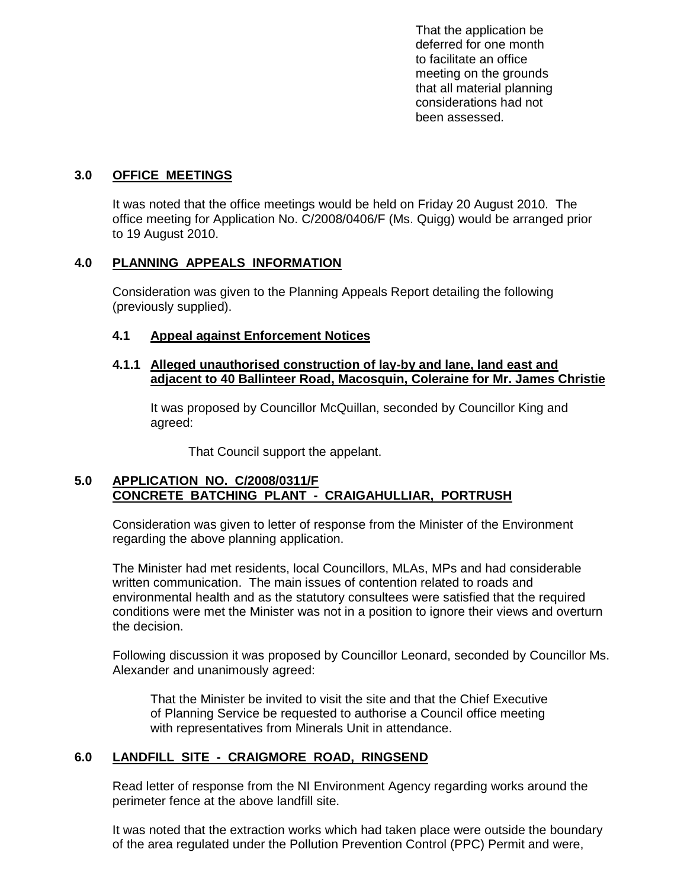That the application be deferred for one month to facilitate an office meeting on the grounds that all material planning considerations had not been assessed.

## 3.0 OFFICE MEETINGS

It was noted that the office meetings would be held on Friday 20 August 2010. The office meeting for Application No. C/2008/0406/F (Ms. Quigg) would be arranged prior to 19 August 2010.

## 4.0 PLANNING APPEALS INFORMATION

Consideration was given to the Planning Appeals Report detailing the following (previously supplied).

### 4.1 Appeal against Enforcement Notices

#### 4.1.1 Alleged unauthorised construction of lay-by and lane, land east and adjacent to 40 Ballinteer Road, Macosquin, Coleraine for Mr. James Christie

It was proposed by Councillor McQuillan, seconded by Councillor King and agreed:

That Council support the appelant.

## 5.0 APPLICATION NO. C/2008/0311/F CONCRETE BATCHING PLANT - CRAIGAHULLIAR, PORTRUSH

Consideration was given to letter of response from the Minister of the Environment regarding the above planning application.

The Minister had met residents, local Councillors, MLAs, MPs and had considerable written communication. The main issues of contention related to roads and environmental health and as the statutory consultees were satisfied that the required conditions were met the Minister was not in a position to ignore their views and overturn the decision.

Following discussion it was proposed by Councillor Leonard, seconded by Councillor Ms. Alexander and unanimously agreed:

That the Minister be invited to visit the site and that the Chief Executive of Planning Service be requested to authorise a Council office meeting with representatives from Minerals Unit in attendance.

## 6.0 LANDFILL SITE - CRAIGMORE ROAD, RINGSEND

Read letter of response from the NI Environment Agency regarding works around the perimeter fence at the above landfill site.

It was noted that the extraction works which had taken place were outside the boundary of the area regulated under the Pollution Prevention Control (PPC) Permit and were,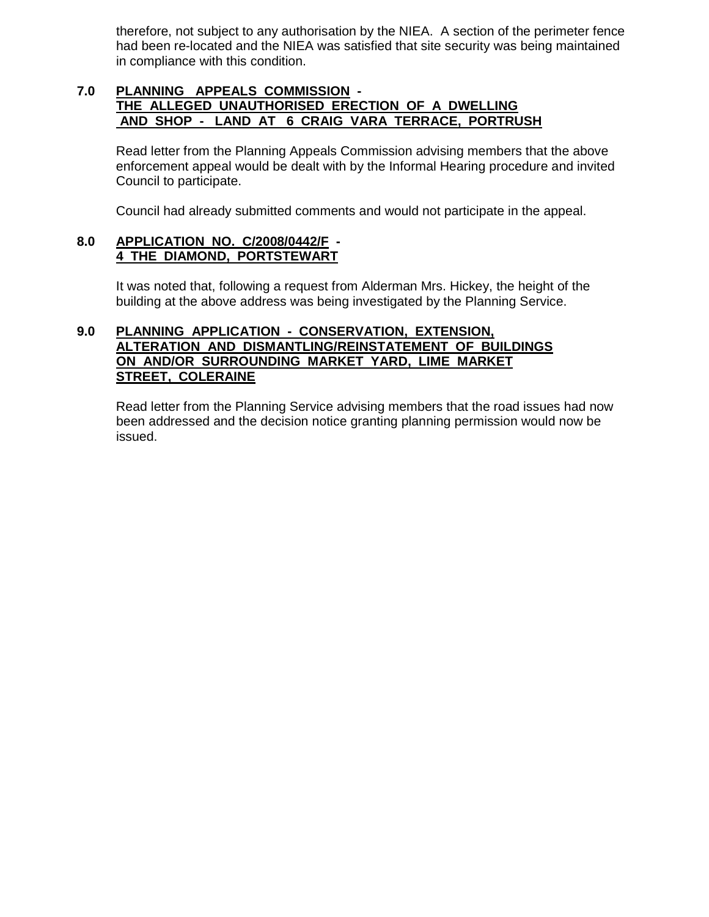therefore, not subject to any authorisation by the NIEA. A section of the perimeter fence had been re-located and the NIEA was satisfied that site security was being maintained in compliance with this condition.

**7.0 PLANNING APPEALS COMMISSION - THE ALLEGED UNAUTHORISED ERECTION OF A DWELLING AND SHOP - LAND AT 6 CRAIG VARA TERRACE, PORTRUSH**

Read letter from the Planning Appeals Commission advising members that the above enforcement appeal would be dealt with by the Informal Hearing procedure and invited Council to participate.

Council had already submitted comments and would not participate in the appeal.

**8.0 APPLICATION NO. C/2008/0442/F - 4 THE DIAMOND, PORTSTEWART**

It was noted that, following a request from Alderman Mrs. Hickey, the height of the building at the above address was being investigated by the Planning Service.

**9.0 PLANNING APPLICATION - CONSERVATION, EXTENSION, ALTERATION AND DISMANTLING/REINSTATEMENT OF BUILDINGS ON AND/OR SURROUNDING MARKET YARD, LIME MARKET STREET, COLERAINE**

Read letter from the Planning Service advising members that the road issues had now been addressed and the decision notice granting planning permission would now be issued.